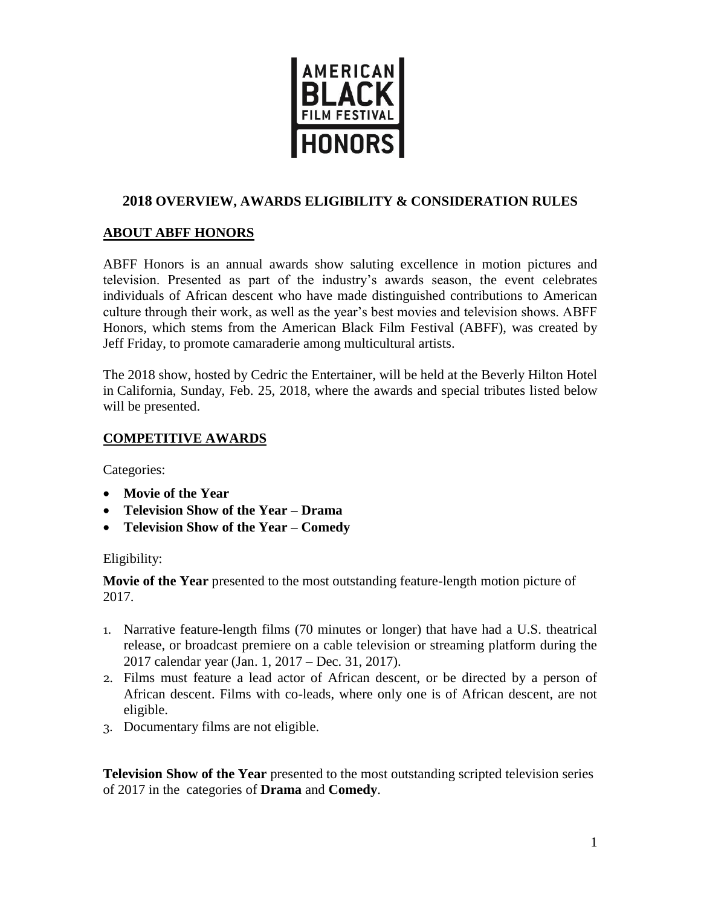AMERICAN BLACK FILM FESTIVAL HONORS

## 2018 OVERVIEW, AWARDS ELIGIBILITY & CONSIDERATION RULES

### ABOUT ABFF HONORS

ABFF Honors is an annual awards show saluting excellence in motion pictures and television. Presented as part of the industry's awards season, the event celebrates individuals of African descent who have made distinguished contributions to American culture through their work, as well as the year's best movies and television shows. ABFF Honors, which stems from the American Black Film Festival (ABFF), was created by Jeff Friday, to promote camaraderie among multicultural artists.

The 2018 show, hosted by Cedric the Entertainer, will be held at the Beverly Hilton Hotel in California, Sunday, Feb. 25, 2018, where the awards and special tributes listed below will be presented.

### COMPETITIVE AWARDS

Categories:

- **Movie of the Year**
- **Television Show of the Year – Drama**
- **Television Show of the Year – Comedy**

Eligibility:

**Movie of the Year** presented to the most outstanding feature-length motion picture of 2017.

1. Narrative feature-length films (70 minutes or longer) that have had a U.S. theatrical release, or broadcast premiere on a cable television or streaming platform during the 2017 calendar year (Jan. 1, 2017 – Dec. 31, 2017).
2. Films must feature a lead actor of African descent, or be directed by a person of African descent. Films with co-leads, where only one is of African descent, are not eligible.
3. Documentary films are not eligible.

**Television Show of the Year** presented to the most outstanding scripted television series of 2017 in the categories of **Drama** and **Comedy**.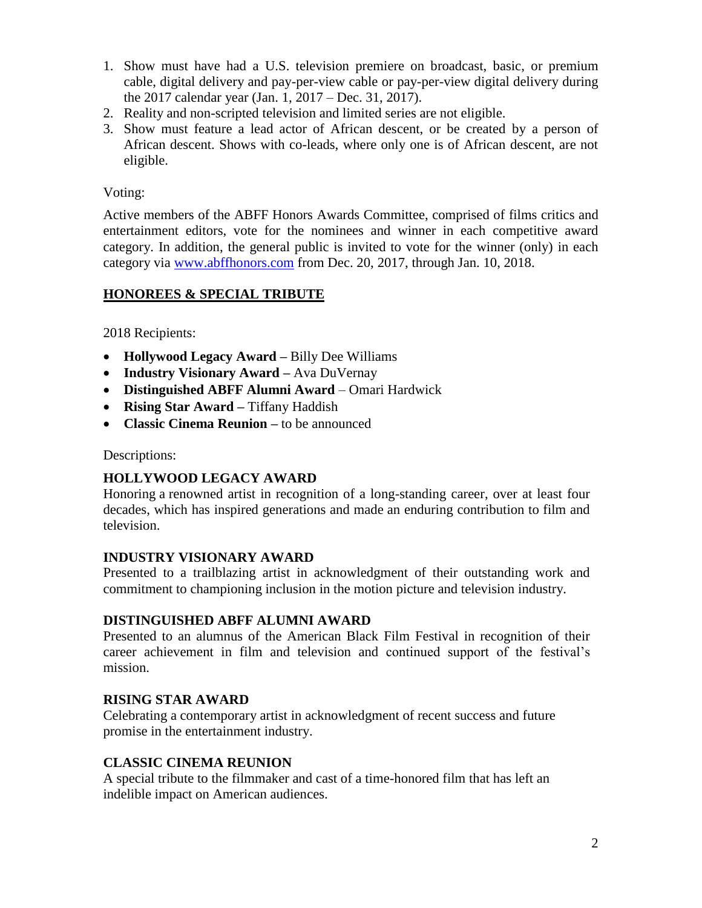1. Show must have had a U.S. television premiere on broadcast, basic, or premium cable, digital delivery and pay-per-view cable or pay-per-view digital delivery during the 2017 calendar year (Jan. 1, 2017 – Dec. 31, 2017).
2. Reality and non-scripted television and limited series are not eligible.
3. Show must feature a lead actor of African descent, or be created by a person of African descent. Shows with co-leads, where only one is of African descent, are not eligible.

Voting:

Active members of the ABFF Honors Awards Committee, comprised of films critics and entertainment editors, vote for the nominees and winner in each competitive award category. In addition, the general public is invited to vote for the winner (only) in each category via [www.abffhonors.com](http://www.abffhonors.com) from Dec. 20, 2017, through Jan. 10, 2018.

## HONOREES & SPECIAL TRIBUTE

2018 Recipients:

- **Hollywood Legacy Award –** Billy Dee Williams
- **Industry Visionary Award –** Ava DuVernay
- **Distinguished ABFF Alumni Award** – Omari Hardwick
- **Rising Star Award –** Tiffany Haddish
- **Classic Cinema Reunion –** to be announced

Descriptions:

### HOLLYWOOD LEGACY AWARD

Honoring a renowned artist in recognition of a long-standing career, over at least four decades, which has inspired generations and made an enduring contribution to film and television.

### INDUSTRY VISIONARY AWARD

Presented to a trailblazing artist in acknowledgment of their outstanding work and commitment to championing inclusion in the motion picture and television industry.

### DISTINGUISHED ABFF ALUMNI AWARD

Presented to an alumnus of the American Black Film Festival in recognition of their career achievement in film and television and continued support of the festival's mission.

### RISING STAR AWARD

Celebrating a contemporary artist in acknowledgment of recent success and future promise in the entertainment industry.

### CLASSIC CINEMA REUNION

A special tribute to the filmmaker and cast of a time-honored film that has left an indelible impact on American audiences.